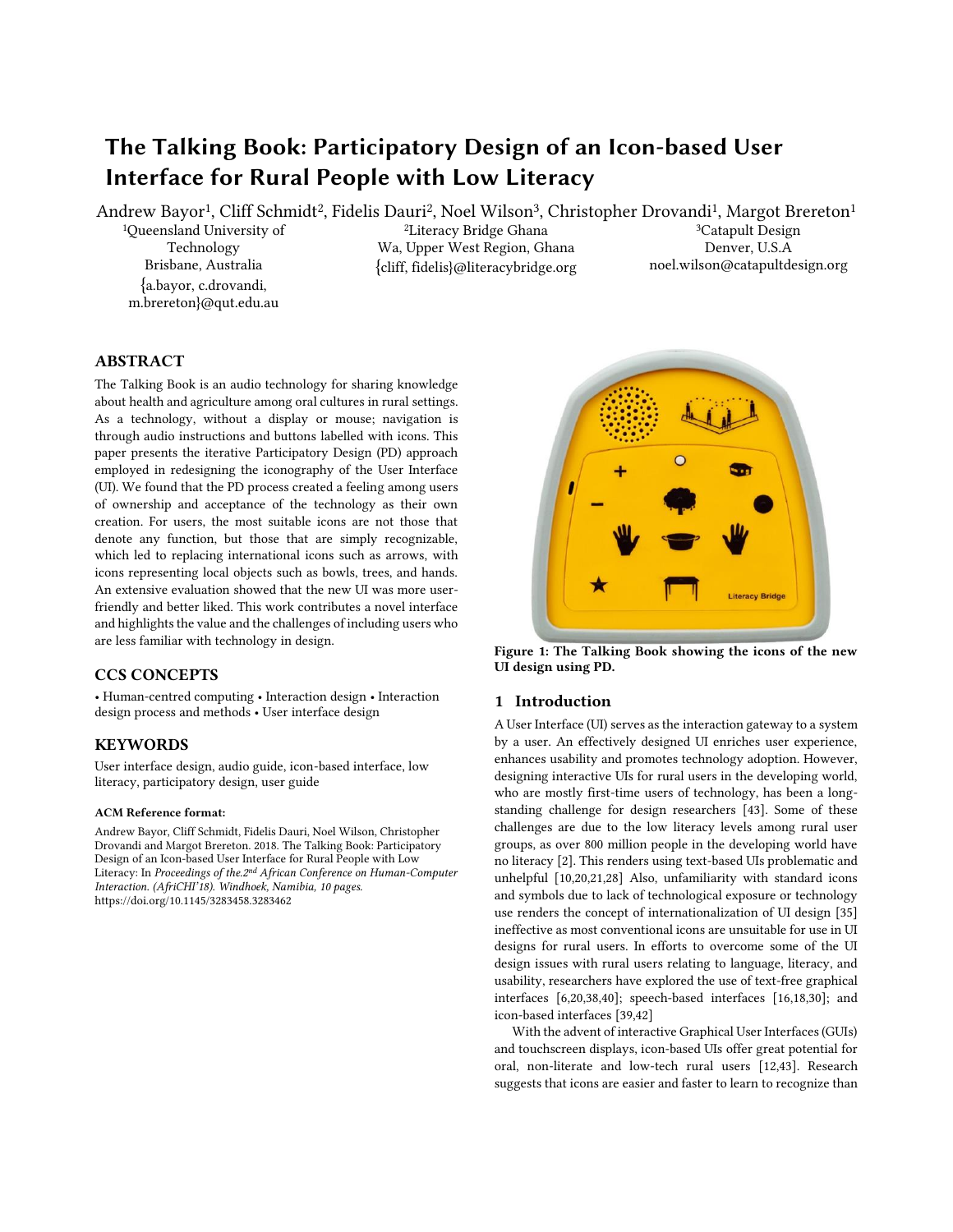# The Talking Book: Participatory Design of an Icon-based User Interface for Rural People with Low Literacy

Andrew Bayor[1], Cliff Schmidt[2], Fidelis Dauri[2], Noel Wilson[3], Christopher Drovandi[1], Margot Brereton[1]

[1]Queensland University of Technology
Brisbane, Australia
{a.bayor, c.drovandi, m.brereton}@qut.edu.au

[2]Literacy Bridge Ghana
Wa, Upper West Region, Ghana
{cliff, fidelis}@literacybridge.org

[3]Catapult Design
Denver, U.S.A
noel.wilson@catapultdesign.org

## ABSTRACT

The Talking Book is an audio technology for sharing knowledge about health and agriculture among oral cultures in rural settings. As a technology, without a display or mouse; navigation is through audio instructions and buttons labelled with icons. This paper presents the iterative Participatory Design (PD) approach employed in redesigning the iconography of the User Interface (UI). We found that the PD process created a feeling among users of ownership and acceptance of the technology as their own creation. For users, the most suitable icons are not those that denote any function, but those that are simply recognizable, which led to replacing international icons such as arrows, with icons representing local objects such as bowls, trees, and hands. An extensive evaluation showed that the new UI was more user-friendly and better liked. This work contributes a novel interface and highlights the value and the challenges of including users who are less familiar with technology in design.

## CCS CONCEPTS

• Human-centred computing • Interaction design • Interaction design process and methods • User interface design

## KEYWORDS

User interface design, audio guide, icon-based interface, low literacy, participatory design, user guide

**ACM Reference format:**

Andrew Bayor, Cliff Schmidt, Fidelis Dauri, Noel Wilson, Christopher Drovandi and Margot Brereton. 2018. The Talking Book: Participatory Design of an Icon-based User Interface for Rural People with Low Literacy: In *Proceedings of the.2nd African Conference on Human-Computer Interaction. (AfriCHI'18). Windhoek, Namibia, 10 pages.* https://doi.org/10.1145/3283458.3283462

**Figure 1: The Talking Book showing the icons of the new UI design using PD.**

## 1 Introduction

A User Interface (UI) serves as the interaction gateway to a system by a user. An effectively designed UI enriches user experience, enhances usability and promotes technology adoption. However, designing interactive UIs for rural users in the developing world, who are mostly first-time users of technology, has been a long-standing challenge for design researchers [43]. Some of these challenges are due to the low literacy levels among rural user groups, as over 800 million people in the developing world have no literacy [2]. This renders using text-based UIs problematic and unhelpful [10,20,21,28] Also, unfamiliarity with standard icons and symbols due to lack of technological exposure or technology use renders the concept of internationalization of UI design [35] ineffective as most conventional icons are unsuitable for use in UI designs for rural users. In efforts to overcome some of the UI design issues with rural users relating to language, literacy, and usability, researchers have explored the use of text-free graphical interfaces [6,20,38,40]; speech-based interfaces [16,18,30]; and icon-based interfaces [39,42]

With the advent of interactive Graphical User Interfaces (GUIs) and touchscreen displays, icon-based UIs offer great potential for oral, non-literate and low-tech rural users [12,43]. Research suggests that icons are easier and faster to learn to recognize than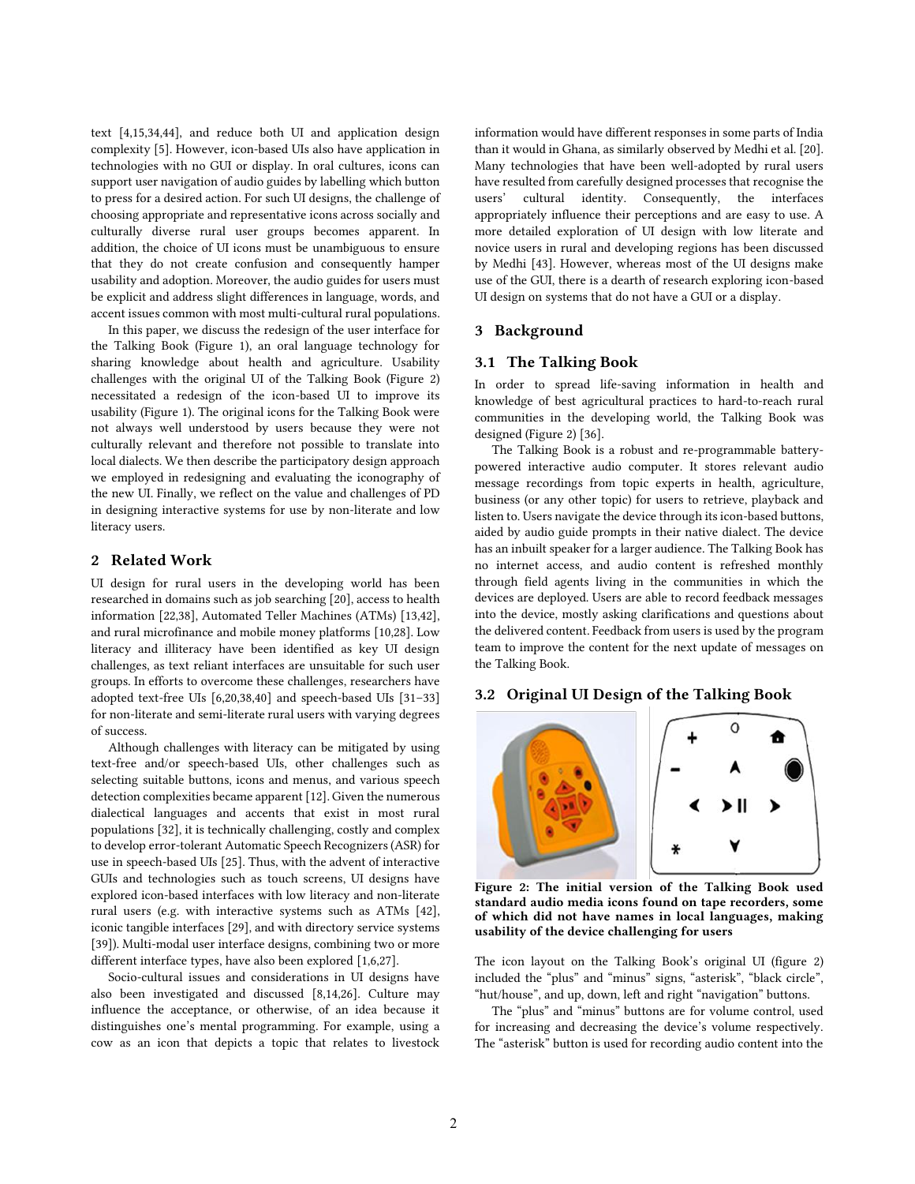text [4,15,34,44], and reduce both UI and application design complexity [5]. However, icon-based UIs also have application in technologies with no GUI or display. In oral cultures, icons can support user navigation of audio guides by labelling which button to press for a desired action. For such UI designs, the challenge of choosing appropriate and representative icons across socially and culturally diverse rural user groups becomes apparent. In addition, the choice of UI icons must be unambiguous to ensure that they do not create confusion and consequently hamper usability and adoption. Moreover, the audio guides for users must be explicit and address slight differences in language, words, and accent issues common with most multi-cultural rural populations.

In this paper, we discuss the redesign of the user interface for the Talking Book (Figure 1), an oral language technology for sharing knowledge about health and agriculture. Usability challenges with the original UI of the Talking Book (Figure 2) necessitated a redesign of the icon-based UI to improve its usability (Figure 1). The original icons for the Talking Book were not always well understood by users because they were not culturally relevant and therefore not possible to translate into local dialects. We then describe the participatory design approach we employed in redesigning and evaluating the iconography of the new UI. Finally, we reflect on the value and challenges of PD in designing interactive systems for use by non-literate and low literacy users.

## 2 Related Work

UI design for rural users in the developing world has been researched in domains such as job searching [20], access to health information [22,38], Automated Teller Machines (ATMs) [13,42], and rural microfinance and mobile money platforms [10,28]. Low literacy and illiteracy have been identified as key UI design challenges, as text reliant interfaces are unsuitable for such user groups. In efforts to overcome these challenges, researchers have adopted text-free UIs [6,20,38,40] and speech-based UIs [31–33] for non-literate and semi-literate rural users with varying degrees of success.

Although challenges with literacy can be mitigated by using text-free and/or speech-based UIs, other challenges such as selecting suitable buttons, icons and menus, and various speech detection complexities became apparent [12]. Given the numerous dialectical languages and accents that exist in most rural populations [32], it is technically challenging, costly and complex to develop error-tolerant Automatic Speech Recognizers (ASR) for use in speech-based UIs [25]. Thus, with the advent of interactive GUIs and technologies such as touch screens, UI designs have explored icon-based interfaces with low literacy and non-literate rural users (e.g. with interactive systems such as ATMs [42], iconic tangible interfaces [29], and with directory service systems [39]). Multi-modal user interface designs, combining two or more different interface types, have also been explored [1,6,27].

Socio-cultural issues and considerations in UI designs have also been investigated and discussed [8,14,26]. Culture may influence the acceptance, or otherwise, of an idea because it distinguishes one's mental programming. For example, using a cow as an icon that depicts a topic that relates to livestock information would have different responses in some parts of India than it would in Ghana, as similarly observed by Medhi et al. [20]. Many technologies that have been well-adopted by rural users have resulted from carefully designed processes that recognise the users' cultural identity. Consequently, the interfaces appropriately influence their perceptions and are easy to use. A more detailed exploration of UI design with low literate and novice users in rural and developing regions has been discussed by Medhi [43]. However, whereas most of the UI designs make use of the GUI, there is a dearth of research exploring icon-based UI design on systems that do not have a GUI or a display.

## 3 Background

### 3.1 The Talking Book

In order to spread life-saving information in health and knowledge of best agricultural practices to hard-to-reach rural communities in the developing world, the Talking Book was designed (Figure 2) [36].

The Talking Book is a robust and re-programmable battery-powered interactive audio computer. It stores relevant audio message recordings from topic experts in health, agriculture, business (or any other topic) for users to retrieve, playback and listen to. Users navigate the device through its icon-based buttons, aided by audio guide prompts in their native dialect. The device has an inbuilt speaker for a larger audience. The Talking Book has no internet access, and audio content is refreshed monthly through field agents living in the communities in which the devices are deployed. Users are able to record feedback messages into the device, mostly asking clarifications and questions about the delivered content. Feedback from users is used by the program team to improve the content for the next update of messages on the Talking Book.

### 3.2 Original UI Design of the Talking Book

**Figure 2: The initial version of the Talking Book used standard audio media icons found on tape recorders, some of which did not have names in local languages, making usability of the device challenging for users**

The icon layout on the Talking Book's original UI (figure 2) included the "plus" and "minus" signs, "asterisk", "black circle", "hut/house", and up, down, left and right "navigation" buttons.

The "plus" and "minus" buttons are for volume control, used for increasing and decreasing the device's volume respectively. The "asterisk" button is used for recording audio content into the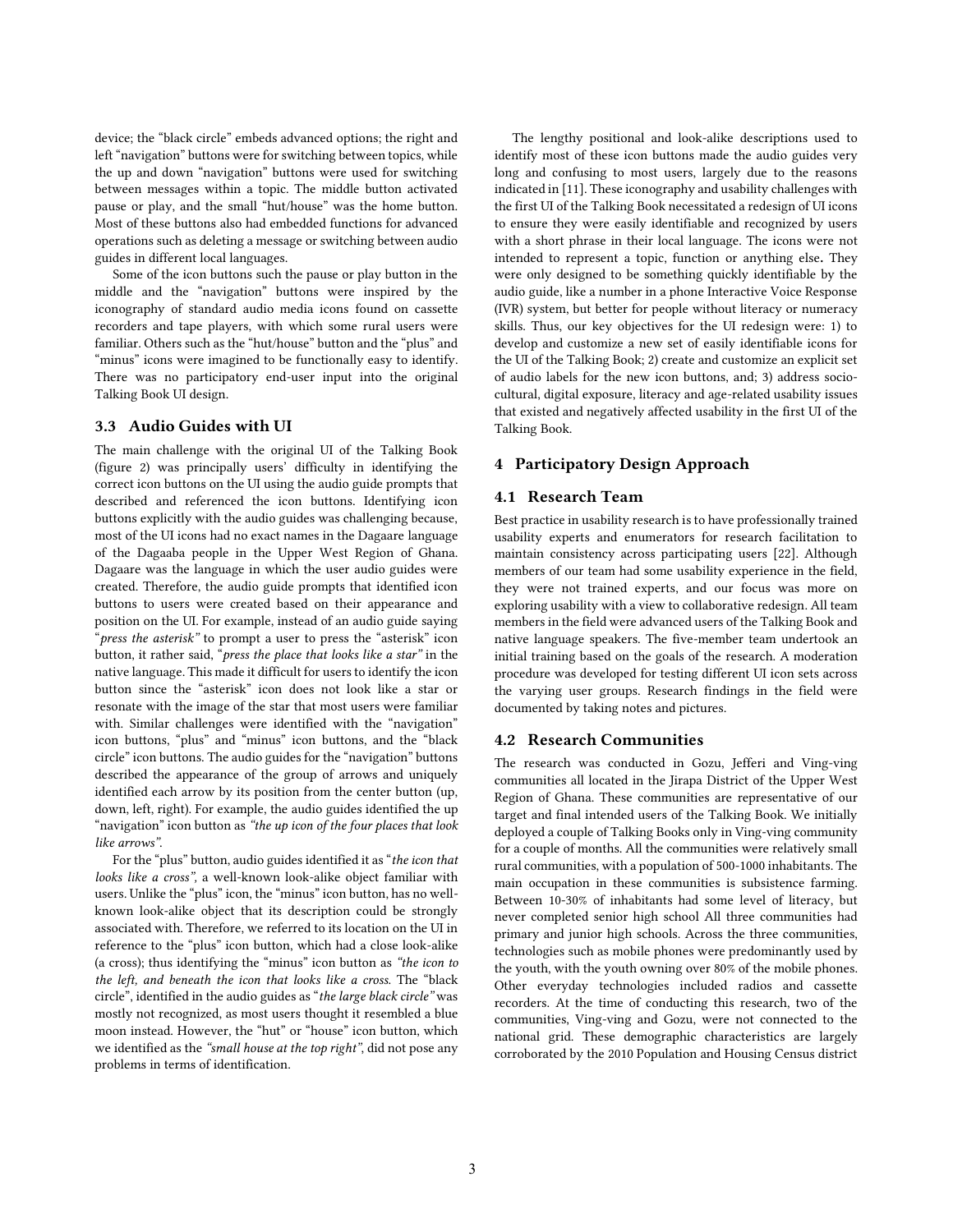device; the "black circle" embeds advanced options; the right and left "navigation" buttons were for switching between topics, while the up and down "navigation" buttons were used for switching between messages within a topic. The middle button activated pause or play, and the small "hut/house" was the home button. Most of these buttons also had embedded functions for advanced operations such as deleting a message or switching between audio guides in different local languages.

Some of the icon buttons such the pause or play button in the middle and the "navigation" buttons were inspired by the iconography of standard audio media icons found on cassette recorders and tape players, with which some rural users were familiar. Others such as the "hut/house" button and the "plus" and "minus" icons were imagined to be functionally easy to identify. There was no participatory end-user input into the original Talking Book UI design.

## 3.3 Audio Guides with UI

The main challenge with the original UI of the Talking Book (figure 2) was principally users' difficulty in identifying the correct icon buttons on the UI using the audio guide prompts that described and referenced the icon buttons. Identifying icon buttons explicitly with the audio guides was challenging because, most of the UI icons had no exact names in the Dagaare language of the Dagaaba people in the Upper West Region of Ghana. Dagaare was the language in which the user audio guides were created. Therefore, the audio guide prompts that identified icon buttons to users were created based on their appearance and position on the UI. For example, instead of an audio guide saying "*press the asterisk"* to prompt a user to press the "asterisk" icon button, it rather said, "*press the place that looks like a star"* in the native language. This made it difficult for users to identify the icon button since the "asterisk" icon does not look like a star or resonate with the image of the star that most users were familiar with. Similar challenges were identified with the "navigation" icon buttons, "plus" and "minus" icon buttons, and the "black circle" icon buttons. The audio guides for the "navigation" buttons described the appearance of the group of arrows and uniquely identified each arrow by its position from the center button (up, down, left, right). For example, the audio guides identified the up "navigation" icon button as *"the up icon of the four places that look like arrows"*.

For the "plus" button, audio guides identified it as "*the icon that looks like a cross",* a well-known look-alike object familiar with users. Unlike the "plus" icon, the "minus" icon button, has no well-known look-alike object that its description could be strongly associated with. Therefore, we referred to its location on the UI in reference to the "plus" icon button, which had a close look-alike (a cross); thus identifying the "minus" icon button as *"the icon to the left, and beneath the icon that looks like a cross*. The "black circle", identified in the audio guides as "*the large black circle"* was mostly not recognized, as most users thought it resembled a blue moon instead. However, the "hut" or "house" icon button, which we identified as the *"small house at the top right"*, did not pose any problems in terms of identification.

The lengthy positional and look-alike descriptions used to identify most of these icon buttons made the audio guides very long and confusing to most users, largely due to the reasons indicated in [11]. These iconography and usability challenges with the first UI of the Talking Book necessitated a redesign of UI icons to ensure they were easily identifiable and recognized by users with a short phrase in their local language. The icons were not intended to represent a topic, function or anything else**.** They were only designed to be something quickly identifiable by the audio guide, like a number in a phone Interactive Voice Response (IVR) system, but better for people without literacy or numeracy skills. Thus, our key objectives for the UI redesign were: 1) to develop and customize a new set of easily identifiable icons for the UI of the Talking Book; 2) create and customize an explicit set of audio labels for the new icon buttons, and; 3) address socio-cultural, digital exposure, literacy and age-related usability issues that existed and negatively affected usability in the first UI of the Talking Book.

# 4 Participatory Design Approach

## 4.1 Research Team

Best practice in usability research is to have professionally trained usability experts and enumerators for research facilitation to maintain consistency across participating users [22]. Although members of our team had some usability experience in the field, they were not trained experts, and our focus was more on exploring usability with a view to collaborative redesign. All team members in the field were advanced users of the Talking Book and native language speakers. The five-member team undertook an initial training based on the goals of the research. A moderation procedure was developed for testing different UI icon sets across the varying user groups. Research findings in the field were documented by taking notes and pictures.

## 4.2 Research Communities

The research was conducted in Gozu, Jefferi and Ving-ving communities all located in the Jirapa District of the Upper West Region of Ghana. These communities are representative of our target and final intended users of the Talking Book. We initially deployed a couple of Talking Books only in Ving-ving community for a couple of months. All the communities were relatively small rural communities, with a population of 500-1000 inhabitants. The main occupation in these communities is subsistence farming. Between 10-30% of inhabitants had some level of literacy, but never completed senior high school All three communities had primary and junior high schools. Across the three communities, technologies such as mobile phones were predominantly used by the youth, with the youth owning over 80% of the mobile phones. Other everyday technologies included radios and cassette recorders. At the time of conducting this research, two of the communities, Ving-ving and Gozu, were not connected to the national grid. These demographic characteristics are largely corroborated by the 2010 Population and Housing Census district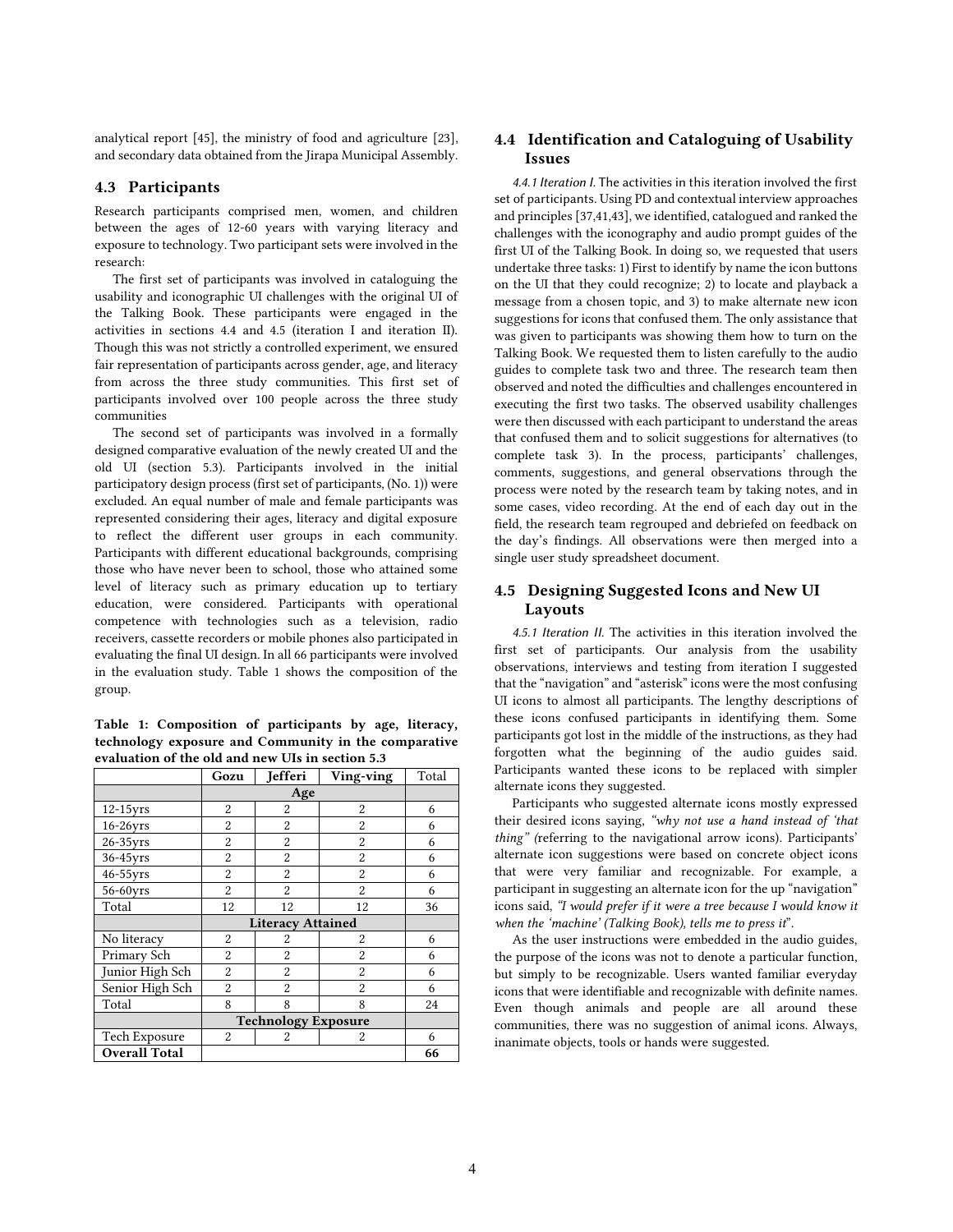analytical report [45], the ministry of food and agriculture [23], and secondary data obtained from the Jirapa Municipal Assembly.

## 4.3 Participants

Research participants comprised men, women, and children between the ages of 12-60 years with varying literacy and exposure to technology. Two participant sets were involved in the research:

The first set of participants was involved in cataloguing the usability and iconographic UI challenges with the original UI of the Talking Book. These participants were engaged in the activities in sections 4.4 and 4.5 (iteration I and iteration II). Though this was not strictly a controlled experiment, we ensured fair representation of participants across gender, age, and literacy from across the three study communities. This first set of participants involved over 100 people across the three study communities

The second set of participants was involved in a formally designed comparative evaluation of the newly created UI and the old UI (section 5.3). Participants involved in the initial participatory design process (first set of participants, (No. 1)) were excluded. An equal number of male and female participants was represented considering their ages, literacy and digital exposure to reflect the different user groups in each community. Participants with different educational backgrounds, comprising those who have never been to school, those who attained some level of literacy such as primary education up to tertiary education, were considered. Participants with operational competence with technologies such as a television, radio receivers, cassette recorders or mobile phones also participated in evaluating the final UI design. In all 66 participants were involved in the evaluation study. Table 1 shows the composition of the group.

**Table 1: Composition of participants by age, literacy, technology exposure and Community in the comparative evaluation of the old and new UIs in section 5.3**

| | Gozu | Jefferi | Ving-ving | Total |
|---|---|---|---|---|
| | **Age** | | | |
| 12-15yrs | 2 | 2 | 2 | 6 |
| 16-26yrs | 2 | 2 | 2 | 6 |
| 26-35yrs | 2 | 2 | 2 | 6 |
| 36-45yrs | 2 | 2 | 2 | 6 |
| 46-55yrs | 2 | 2 | 2 | 6 |
| 56-60yrs | 2 | 2 | 2 | 6 |
| Total | 12 | 12 | 12 | 36 |
| | **Literacy Attained** | | | |
| No literacy | 2 | 2 | 2 | 6 |
| Primary Sch | 2 | 2 | 2 | 6 |
| Junior High Sch | 2 | 2 | 2 | 6 |
| Senior High Sch | 2 | 2 | 2 | 6 |
| Total | 8 | 8 | 8 | 24 |
| | **Technology Exposure** | | | |
| Tech Exposure | 2 | 2 | 2 | 6 |
| **Overall Total** | | | | **66** |

## 4.4 Identification and Cataloguing of Usability Issues

*4.4.1 Iteration I.* The activities in this iteration involved the first set of participants. Using PD and contextual interview approaches and principles [37,41,43], we identified, catalogued and ranked the challenges with the iconography and audio prompt guides of the first UI of the Talking Book. In doing so, we requested that users undertake three tasks: 1) First to identify by name the icon buttons on the UI that they could recognize; 2) to locate and playback a message from a chosen topic, and 3) to make alternate new icon suggestions for icons that confused them. The only assistance that was given to participants was showing them how to turn on the Talking Book. We requested them to listen carefully to the audio guides to complete task two and three. The research team then observed and noted the difficulties and challenges encountered in executing the first two tasks. The observed usability challenges were then discussed with each participant to understand the areas that confused them and to solicit suggestions for alternatives (to complete task 3). In the process, participants' challenges, comments, suggestions, and general observations through the process were noted by the research team by taking notes, and in some cases, video recording. At the end of each day out in the field, the research team regrouped and debriefed on feedback on the day's findings. All observations were then merged into a single user study spreadsheet document.

## 4.5 Designing Suggested Icons and New UI Layouts

*4.5.1 Iteration II.* The activities in this iteration involved the first set of participants. Our analysis from the usability observations, interviews and testing from iteration I suggested that the "navigation" and "asterisk" icons were the most confusing UI icons to almost all participants. The lengthy descriptions of these icons confused participants in identifying them. Some participants got lost in the middle of the instructions, as they had forgotten what the beginning of the audio guides said. Participants wanted these icons to be replaced with simpler alternate icons they suggested.

Participants who suggested alternate icons mostly expressed their desired icons saying, *"why not use a hand instead of 'that thing"* (referring to the navigational arrow icons). Participants' alternate icon suggestions were based on concrete object icons that were very familiar and recognizable. For example, a participant in suggesting an alternate icon for the up "navigation" icons said, *"I would prefer if it were a tree because I would know it when the 'machine' (Talking Book), tells me to press it"*.

As the user instructions were embedded in the audio guides, the purpose of the icons was not to denote a particular function, but simply to be recognizable. Users wanted familiar everyday icons that were identifiable and recognizable with definite names. Even though animals and people are all around these communities, there was no suggestion of animal icons. Always, inanimate objects, tools or hands were suggested.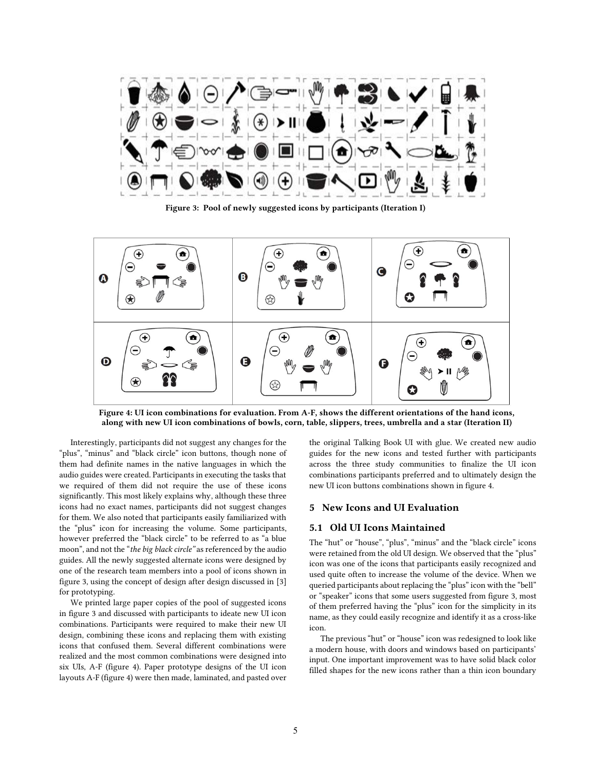Figure 3: Pool of newly suggested icons by participants (Iteration I)

Figure 4: UI icon combinations for evaluation. From A-F, shows the different orientations of the hand icons, along with new UI icon combinations of bowls, corn, table, slippers, trees, umbrella and a star (Iteration II)

Interestingly, participants did not suggest any changes for the "plus", "minus" and "black circle" icon buttons, though none of them had definite names in the native languages in which the audio guides were created. Participants in executing the tasks that we required of them did not require the use of these icons significantly. This most likely explains why, although these three icons had no exact names, participants did not suggest changes for them. We also noted that participants easily familiarized with the "plus" icon for increasing the volume. Some participants, however preferred the "black circle" to be referred to as "a blue moon", and not the "*the big black circle*" as referenced by the audio guides. All the newly suggested alternate icons were designed by one of the research team members into a pool of icons shown in figure 3, using the concept of design after design discussed in [3] for prototyping.

We printed large paper copies of the pool of suggested icons in figure 3 and discussed with participants to ideate new UI icon combinations. Participants were required to make their new UI design, combining these icons and replacing them with existing icons that confused them. Several different combinations were realized and the most common combinations were designed into six UIs, A-F (figure 4). Paper prototype designs of the UI icon layouts A-F (figure 4) were then made, laminated, and pasted over the original Talking Book UI with glue. We created new audio guides for the new icons and tested further with participants across the three study communities to finalize the UI icon combinations participants preferred and to ultimately design the new UI icon buttons combinations shown in figure 4.

## 5 New Icons and UI Evaluation

### 5.1 Old UI Icons Maintained

The "hut" or "house", "plus", "minus" and the "black circle" icons were retained from the old UI design. We observed that the "plus" icon was one of the icons that participants easily recognized and used quite often to increase the volume of the device. When we queried participants about replacing the "plus" icon with the "bell" or "speaker" icons that some users suggested from figure 3, most of them preferred having the "plus" icon for the simplicity in its name, as they could easily recognize and identify it as a cross-like icon.

The previous "hut" or "house" icon was redesigned to look like a modern house, with doors and windows based on participants' input. One important improvement was to have solid black color filled shapes for the new icons rather than a thin icon boundary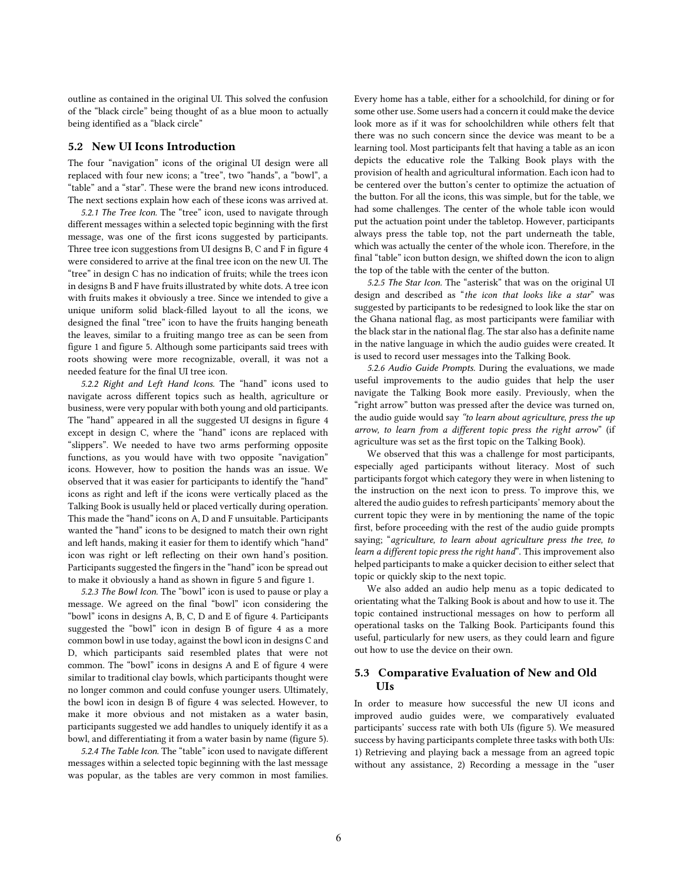outline as contained in the original UI. This solved the confusion of the "black circle" being thought of as a blue moon to actually being identified as a "black circle"

## 5.2 New UI Icons Introduction

The four "navigation" icons of the original UI design were all replaced with four new icons; a "tree", two "hands", a "bowl", a "table" and a "star". These were the brand new icons introduced. The next sections explain how each of these icons was arrived at.

*5.2.1 The Tree Icon.* The "tree" icon, used to navigate through different messages within a selected topic beginning with the first message, was one of the first icons suggested by participants. Three tree icon suggestions from UI designs B, C and F in figure 4 were considered to arrive at the final tree icon on the new UI. The "tree" in design C has no indication of fruits; while the trees icon in designs B and F have fruits illustrated by white dots. A tree icon with fruits makes it obviously a tree. Since we intended to give a unique uniform solid black-filled layout to all the icons, we designed the final "tree" icon to have the fruits hanging beneath the leaves, similar to a fruiting mango tree as can be seen from figure 1 and figure 5. Although some participants said trees with roots showing were more recognizable, overall, it was not a needed feature for the final UI tree icon.

*5.2.2 Right and Left Hand Icons.* The "hand" icons used to navigate across different topics such as health, agriculture or business, were very popular with both young and old participants. The "hand" appeared in all the suggested UI designs in figure 4 except in design C, where the "hand" icons are replaced with "slippers". We needed to have two arms performing opposite functions, as you would have with two opposite "navigation" icons. However, how to position the hands was an issue. We observed that it was easier for participants to identify the "hand" icons as right and left if the icons were vertically placed as the Talking Book is usually held or placed vertically during operation. This made the "hand" icons on A, D and F unsuitable. Participants wanted the "hand" icons to be designed to match their own right and left hands, making it easier for them to identify which "hand" icon was right or left reflecting on their own hand's position. Participants suggested the fingers in the "hand" icon be spread out to make it obviously a hand as shown in figure 5 and figure 1.

*5.2.3 The Bowl Icon.* The "bowl" icon is used to pause or play a message. We agreed on the final "bowl" icon considering the "bowl" icons in designs A, B, C, D and E of figure 4. Participants suggested the "bowl" icon in design B of figure 4 as a more common bowl in use today, against the bowl icon in designs C and D, which participants said resembled plates that were not common. The "bowl" icons in designs A and E of figure 4 were similar to traditional clay bowls, which participants thought were no longer common and could confuse younger users. Ultimately, the bowl icon in design B of figure 4 was selected. However, to make it more obvious and not mistaken as a water basin, participants suggested we add handles to uniquely identify it as a bowl, and differentiating it from a water basin by name (figure 5).

*5.2.4 The Table Icon.* The "table" icon used to navigate different messages within a selected topic beginning with the last message was popular, as the tables are very common in most families. Every home has a table, either for a schoolchild, for dining or for some other use. Some users had a concern it could make the device look more as if it was for schoolchildren while others felt that there was no such concern since the device was meant to be a learning tool. Most participants felt that having a table as an icon depicts the educative role the Talking Book plays with the provision of health and agricultural information. Each icon had to be centered over the button's center to optimize the actuation of the button. For all the icons, this was simple, but for the table, we had some challenges. The center of the whole table icon would put the actuation point under the tabletop. However, participants always press the table top, not the part underneath the table, which was actually the center of the whole icon. Therefore, in the final "table" icon button design, we shifted down the icon to align the top of the table with the center of the button.

*5.2.5 The Star Icon.* The "asterisk" that was on the original UI design and described as "*the icon that looks like a star*" was suggested by participants to be redesigned to look like the star on the Ghana national flag, as most participants were familiar with the black star in the national flag. The star also has a definite name in the native language in which the audio guides were created. It is used to record user messages into the Talking Book.

*5.2.6 Audio Guide Prompts.* During the evaluations, we made useful improvements to the audio guides that help the user navigate the Talking Book more easily. Previously, when the "right arrow" button was pressed after the device was turned on, the audio guide would say *"to learn about agriculture, press the up arrow, to learn from a different topic press the right arrow"* (if agriculture was set as the first topic on the Talking Book).

We observed that this was a challenge for most participants, especially aged participants without literacy. Most of such participants forgot which category they were in when listening to the instruction on the next icon to press. To improve this, we altered the audio guides to refresh participants' memory about the current topic they were in by mentioning the name of the topic first, before proceeding with the rest of the audio guide prompts saying; "*agriculture, to learn about agriculture press the tree, to learn a different topic press the right hand*". This improvement also helped participants to make a quicker decision to either select that topic or quickly skip to the next topic.

We also added an audio help menu as a topic dedicated to orientating what the Talking Book is about and how to use it. The topic contained instructional messages on how to perform all operational tasks on the Talking Book. Participants found this useful, particularly for new users, as they could learn and figure out how to use the device on their own.

## 5.3 Comparative Evaluation of New and Old UIs

In order to measure how successful the new UI icons and improved audio guides were, we comparatively evaluated participants' success rate with both UIs (figure 5). We measured success by having participants complete three tasks with both UIs: 1) Retrieving and playing back a message from an agreed topic without any assistance, 2) Recording a message in the "user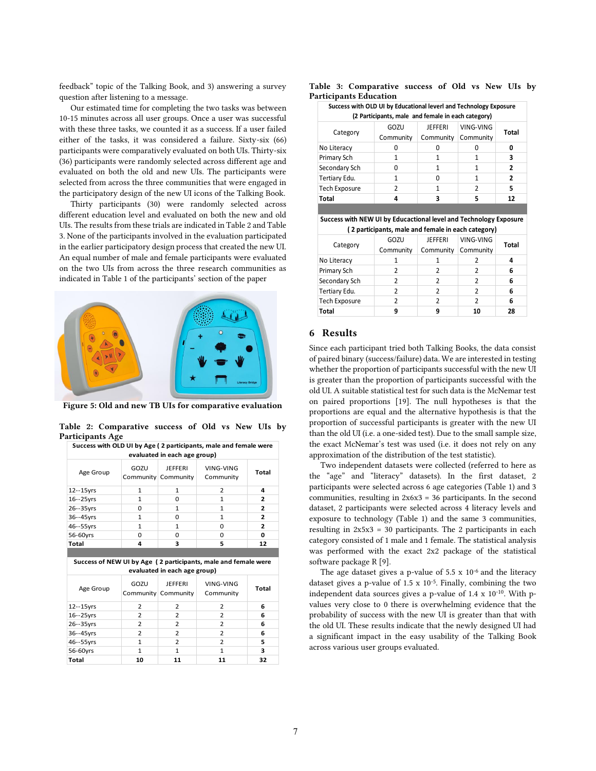feedback" topic of the Talking Book, and 3) answering a survey question after listening to a message.

Our estimated time for completing the two tasks was between 10-15 minutes across all user groups. Once a user was successful with these three tasks, we counted it as a success. If a user failed either of the tasks, it was considered a failure. Sixty-six (66) participants were comparatively evaluated on both UIs. Thirty-six (36) participants were randomly selected across different age and evaluated on both the old and new UIs. The participants were selected from across the three communities that were engaged in the participatory design of the new UI icons of the Talking Book.

Thirty participants (30) were randomly selected across different education level and evaluated on both the new and old UIs. The results from these trials are indicated in Table 2 and Table 3. None of the participants involved in the evaluation participated in the earlier participatory design process that created the new UI. An equal number of male and female participants were evaluated on the two UIs from across the three research communities as indicated in Table 1 of the participants' section of the paper

Figure 5: Old and new TB UIs for comparative evaluation

**Table 2: Comparative success of Old vs New UIs by Participants Age**

| Success with OLD UI by Age ( 2 participants, male and female were evaluated in each age group) | | | | |
|---|---|---|---|---|
| Age Group | GOZU Community | JEFFERI Community | VING-VING Community | Total |
| 12--15yrs | 1 | 1 | 2 | **4** |
| 16--25yrs | 1 | 0 | 1 | **2** |
| 26--35yrs | 0 | 1 | 1 | **2** |
| 36--45yrs | 1 | 0 | 1 | **2** |
| 46--55yrs | 1 | 1 | 0 | **2** |
| 56-60yrs | 0 | 0 | 0 | **0** |
| **Total** | **4** | **3** | **5** | **12** |

| Success of NEW UI by Age ( 2 participants, male and female were evaluated in each age group) | | | | |
|---|---|---|---|---|
| Age Group | GOZU Community | JEFFERI Community | VING-VING Community | Total |
| 12--15yrs | 2 | 2 | 2 | **6** |
| 16--25yrs | 2 | 2 | 2 | **6** |
| 26--35yrs | 2 | 2 | 2 | **6** |
| 36--45yrs | 2 | 2 | 2 | **6** |
| 46--55yrs | 1 | 2 | 2 | **5** |
| 56-60yrs | 1 | 1 | 1 | **3** |
| **Total** | **10** | **11** | **11** | **32** |

**Table 3: Comparative success of Old vs New UIs by Participants Education**

| Success with OLD UI by Educational leverl and Technology Exposure (2 Participants, male and female in each category) | | | | |
|---|---|---|---|---|
| Category | GOZU Community | JEFFERI Community | VING-VING Community | Total |
| No Literacy | 0 | 0 | 0 | **0** |
| Primary Sch | 1 | 1 | 1 | **3** |
| Secondary Sch | 0 | 1 | 1 | **2** |
| Tertiary Edu. | 1 | 0 | 1 | **2** |
| Tech Exposure | 2 | 1 | 2 | **5** |
| **Total** | **4** | **3** | **5** | **12** |

| Success with NEW UI by Educactional level and Technology Exposure ( 2 participants, male and female in each category) | | | | |
|---|---|---|---|---|
| Category | GOZU Community | JEFFERI Community | VING-VING Community | Total |
| No Literacy | 1 | 1 | 2 | **4** |
| Primary Sch | 2 | 2 | 2 | **6** |
| Secondary Sch | 2 | 2 | 2 | **6** |
| Tertiary Edu. | 2 | 2 | 2 | **6** |
| Tech Exposure | 2 | 2 | 2 | **6** |
| **Total** | **9** | **9** | **10** | **28** |

## 6 Results

Since each participant tried both Talking Books, the data consist of paired binary (success/failure) data. We are interested in testing whether the proportion of participants successful with the new UI is greater than the proportion of participants successful with the old UI. A suitable statistical test for such data is the McNemar test on paired proportions [19]. The null hypotheses is that the proportions are equal and the alternative hypothesis is that the proportion of successful participants is greater with the new UI than the old UI (i.e. a one-sided test). Due to the small sample size, the exact McNemar's test was used (i.e. it does not rely on any approximation of the distribution of the test statistic).

Two independent datasets were collected (referred to here as the "age" and "literacy" datasets). In the first dataset, 2 participants were selected across 6 age categories (Table 1) and 3 communities, resulting in 2x6x3 = 36 participants. In the second dataset, 2 participants were selected across 4 literacy levels and exposure to technology (Table 1) and the same 3 communities, resulting in 2x5x3 = 30 participants. The 2 participants in each category consisted of 1 male and 1 female. The statistical analysis was performed with the exact 2x2 package of the statistical software package R [9].

The age dataset gives a p-value of $5.5 \times 10^{-6}$ and the literacy dataset gives a p-value of $1.5 \times 10^{-5}$. Finally, combining the two independent data sources gives a p-value of $1.4 \times 10^{-10}$. With p-values very close to 0 there is overwhelming evidence that the probability of success with the new UI is greater than that with the old UI. These results indicate that the newly designed UI had a significant impact in the easy usability of the Talking Book across various user groups evaluated.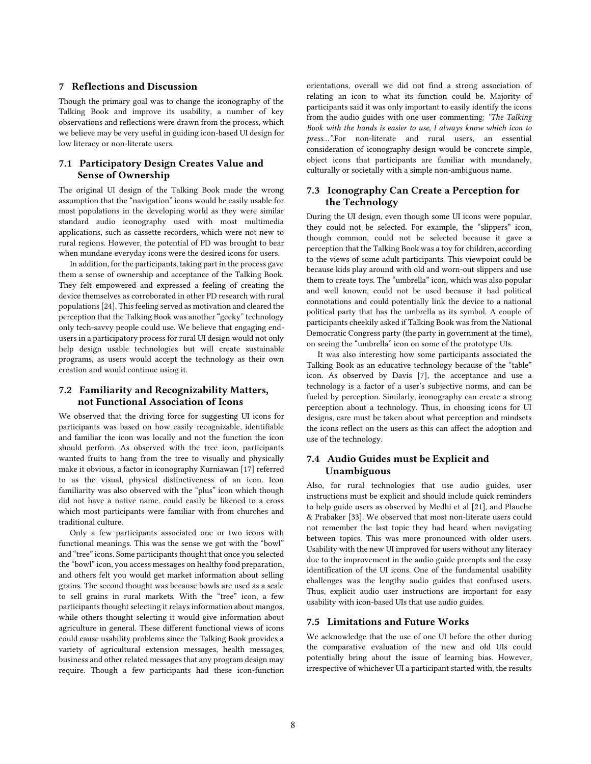## 7 Reflections and Discussion

Though the primary goal was to change the iconography of the Talking Book and improve its usability, a number of key observations and reflections were drawn from the process, which we believe may be very useful in guiding icon-based UI design for low literacy or non-literate users.

### 7.1 Participatory Design Creates Value and Sense of Ownership

The original UI design of the Talking Book made the wrong assumption that the "navigation" icons would be easily usable for most populations in the developing world as they were similar standard audio iconography used with most multimedia applications, such as cassette recorders, which were not new to rural regions. However, the potential of PD was brought to bear when mundane everyday icons were the desired icons for users.

In addition, for the participants, taking part in the process gave them a sense of ownership and acceptance of the Talking Book. They felt empowered and expressed a feeling of creating the device themselves as corroborated in other PD research with rural populations [24]. This feeling served as motivation and cleared the perception that the Talking Book was another "geeky" technology only tech-savvy people could use. We believe that engaging end-users in a participatory process for rural UI design would not only help design usable technologies but will create sustainable programs, as users would accept the technology as their own creation and would continue using it.

### 7.2 Familiarity and Recognizability Matters, not Functional Association of Icons

We observed that the driving force for suggesting UI icons for participants was based on how easily recognizable, identifiable and familiar the icon was locally and not the function the icon should perform. As observed with the tree icon, participants wanted fruits to hang from the tree to visually and physically make it obvious, a factor in iconography Kurniawan [17] referred to as the visual, physical distinctiveness of an icon. Icon familiarity was also observed with the "plus" icon which though did not have a native name, could easily be likened to a cross which most participants were familiar with from churches and traditional culture.

Only a few participants associated one or two icons with functional meanings. This was the sense we got with the "bowl" and "tree" icons. Some participants thought that once you selected the "bowl" icon, you access messages on healthy food preparation, and others felt you would get market information about selling grains. The second thought was because bowls are used as a scale to sell grains in rural markets. With the "tree" icon, a few participants thought selecting it relays information about mangos, while others thought selecting it would give information about agriculture in general. These different functional views of icons could cause usability problems since the Talking Book provides a variety of agricultural extension messages, health messages, business and other related messages that any program design may require. Though a few participants had these icon-function orientations, overall we did not find a strong association of relating an icon to what its function could be. Majority of participants said it was only important to easily identify the icons from the audio guides with one user commenting: *"The Talking Book with the hands is easier to use, I always know which icon to press…"*.For non-literate and rural users, an essential consideration of iconography design would be concrete simple, object icons that participants are familiar with mundanely, culturally or societally with a simple non-ambiguous name.

### 7.3 Iconography Can Create a Perception for the Technology

During the UI design, even though some UI icons were popular, they could not be selected. For example, the "slippers" icon, though common, could not be selected because it gave a perception that the Talking Book was a toy for children, according to the views of some adult participants. This viewpoint could be because kids play around with old and worn-out slippers and use them to create toys. The "umbrella" icon, which was also popular and well known, could not be used because it had political connotations and could potentially link the device to a national political party that has the umbrella as its symbol. A couple of participants cheekily asked if Talking Book was from the National Democratic Congress party (the party in government at the time), on seeing the "umbrella" icon on some of the prototype UIs.

It was also interesting how some participants associated the Talking Book as an educative technology because of the "table" icon. As observed by Davis [7], the acceptance and use a technology is a factor of a user's subjective norms, and can be fueled by perception. Similarly, iconography can create a strong perception about a technology. Thus, in choosing icons for UI designs, care must be taken about what perception and mindsets the icons reflect on the users as this can affect the adoption and use of the technology.

### 7.4 Audio Guides must be Explicit and Unambiguous

Also, for rural technologies that use audio guides, user instructions must be explicit and should include quick reminders to help guide users as observed by Medhi et al [21], and Plauche & Prabaker [33]. We observed that most non-literate users could not remember the last topic they had heard when navigating between topics. This was more pronounced with older users. Usability with the new UI improved for users without any literacy due to the improvement in the audio guide prompts and the easy identification of the UI icons. One of the fundamental usability challenges was the lengthy audio guides that confused users. Thus, explicit audio user instructions are important for easy usability with icon-based UIs that use audio guides.

### 7.5 Limitations and Future Works

We acknowledge that the use of one UI before the other during the comparative evaluation of the new and old UIs could potentially bring about the issue of learning bias. However, irrespective of whichever UI a participant started with, the results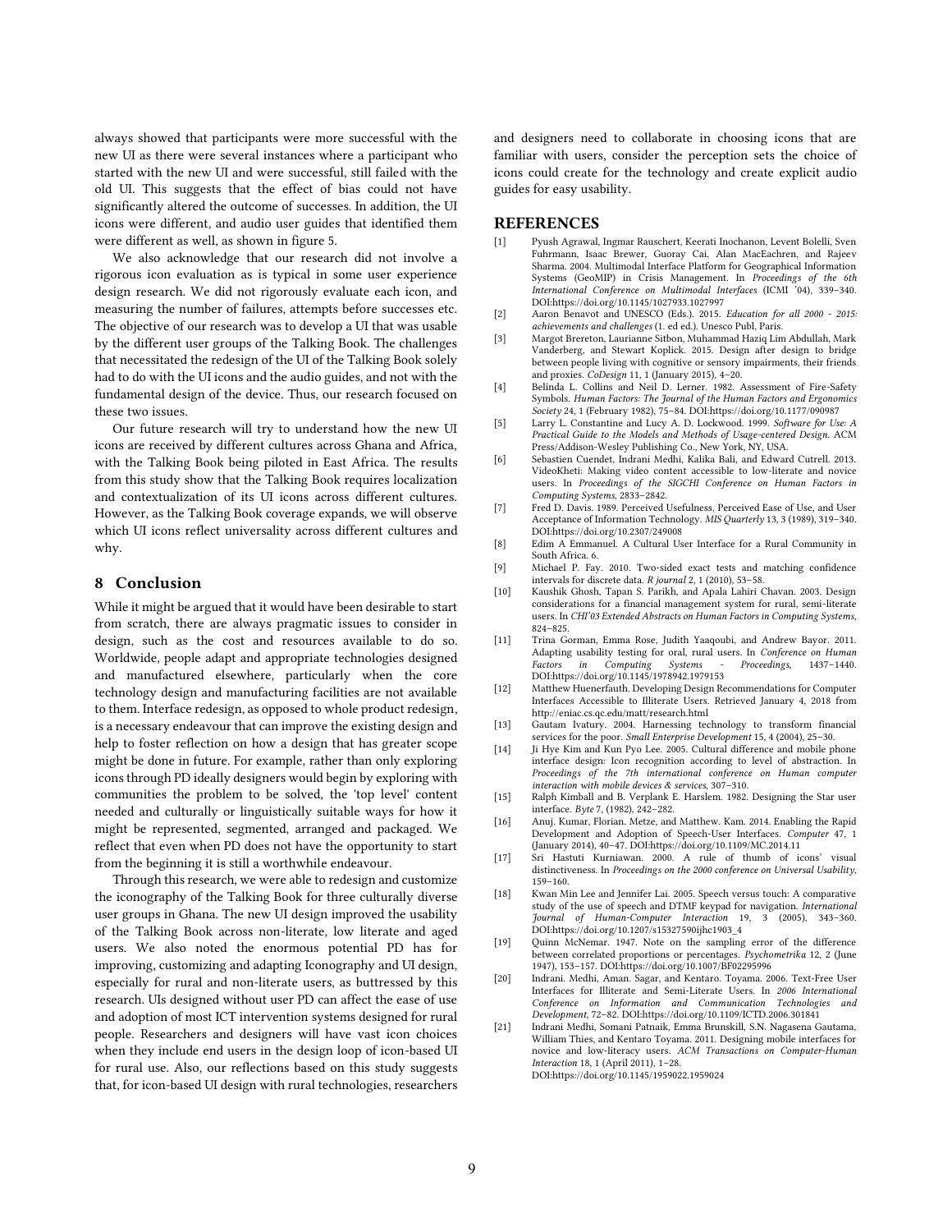always showed that participants were more successful with the new UI as there were several instances where a participant who started with the new UI and were successful, still failed with the old UI. This suggests that the effect of bias could not have significantly altered the outcome of successes. In addition, the UI icons were different, and audio user guides that identified them were different as well, as shown in figure 5.

We also acknowledge that our research did not involve a rigorous icon evaluation as is typical in some user experience design research. We did not rigorously evaluate each icon, and measuring the number of failures, attempts before successes etc. The objective of our research was to develop a UI that was usable by the different user groups of the Talking Book. The challenges that necessitated the redesign of the UI of the Talking Book solely had to do with the UI icons and the audio guides, and not with the fundamental design of the device. Thus, our research focused on these two issues.

Our future research will try to understand how the new UI icons are received by different cultures across Ghana and Africa, with the Talking Book being piloted in East Africa. The results from this study show that the Talking Book requires localization and contextualization of its UI icons across different cultures. However, as the Talking Book coverage expands, we will observe which UI icons reflect universality across different cultures and why.

## 8 Conclusion

While it might be argued that it would have been desirable to start from scratch, there are always pragmatic issues to consider in design, such as the cost and resources available to do so. Worldwide, people adapt and appropriate technologies designed and manufactured elsewhere, particularly when the core technology design and manufacturing facilities are not available to them. Interface redesign, as opposed to whole product redesign, is a necessary endeavour that can improve the existing design and help to foster reflection on how a design that has greater scope might be done in future. For example, rather than only exploring icons through PD ideally designers would begin by exploring with communities the problem to be solved, the 'top level' content needed and culturally or linguistically suitable ways for how it might be represented, segmented, arranged and packaged. We reflect that even when PD does not have the opportunity to start from the beginning it is still a worthwhile endeavour.

Through this research, we were able to redesign and customize the iconography of the Talking Book for three culturally diverse user groups in Ghana. The new UI design improved the usability of the Talking Book across non-literate, low literate and aged users. We also noted the enormous potential PD has for improving, customizing and adapting Iconography and UI design, especially for rural and non-literate users, as buttressed by this research. UIs designed without user PD can affect the ease of use and adoption of most ICT intervention systems designed for rural people. Researchers and designers will have vast icon choices when they include end users in the design loop of icon-based UI for rural use. Also, our reflections based on this study suggests that, for icon-based UI design with rural technologies, researchers and designers need to collaborate in choosing icons that are familiar with users, consider the perception sets the choice of icons could create for the technology and create explicit audio guides for easy usability.

## REFERENCES

[1] Pyush Agrawal, Ingmar Rauschert, Keerati Inochanon, Levent Bolelli, Sven Fuhrmann, Isaac Brewer, Guoray Cai, Alan MacEachren, and Rajeev Sharma. 2004. Multimodal Interface Platform for Geographical Information Systems (GeoMIP) in Crisis Management. In *Proceedings of the 6th International Conference on Multimodal Interfaces* (ICMI '04), 339–340. DOI:https://doi.org/10.1145/1027933.1027997

[2] Aaron Benavot and UNESCO (Eds.). 2015. *Education for all 2000 - 2015: achievements and challenges* (1. ed ed.). Unesco Publ, Paris.

[3] Margot Brereton, Laurianne Sitbon, Muhammad Haziq Lim Abdullah, Mark Vanderberg, and Stewart Koplick. 2015. Design after design to bridge between people living with cognitive or sensory impairments, their friends and proxies. *CoDesign* 11, 1 (January 2015), 4–20.

[4] Belinda L. Collins and Neil D. Lerner. 1982. Assessment of Fire-Safety Symbols. *Human Factors: The Journal of the Human Factors and Ergonomics Society* 24, 1 (February 1982), 75–84. DOI:https://doi.org/10.1177/090987

[5] Larry L. Constantine and Lucy A. D. Lockwood. 1999. *Software for Use: A Practical Guide to the Models and Methods of Usage-centered Design.* ACM Press/Addison-Wesley Publishing Co., New York, NY, USA.

[6] Sebastien Cuendet, Indrani Medhi, Kalika Bali, and Edward Cutrell. 2013. VideoKheti: Making video content accessible to low-literate and novice users. In *Proceedings of the SIGCHI Conference on Human Factors in Computing Systems*, 2833–2842.

[7] Fred D. Davis. 1989. Perceived Usefulness, Perceived Ease of Use, and User Acceptance of Information Technology. *MIS Quarterly* 13, 3 (1989), 319–340. DOI:https://doi.org/10.2307/249008

[8] Edim A Emmanuel. A Cultural User Interface for a Rural Community in South Africa. 6.

[9] Michael P. Fay. 2010. Two-sided exact tests and matching confidence intervals for discrete data. *R journal* 2, 1 (2010), 53–58.

[10] Kaushik Ghosh, Tapan S. Parikh, and Apala Lahiri Chavan. 2003. Design considerations for a financial management system for rural, semi-literate users. In *CHI'03 Extended Abstracts on Human Factors in Computing Systems*, 824–825.

[11] Trina Gorman, Emma Rose, Judith Yaaqoubi, and Andrew Bayor. 2011. Adapting usability testing for oral, rural users. In *Conference on Human Factors in Computing Systems - Proceedings*, 1437–1440. DOI:https://doi.org/10.1145/1978942.1979153

[12] Matthew Huenerfauth. Developing Design Recommendations for Computer Interfaces Accessible to Illiterate Users. Retrieved January 4, 2018 from http://eniac.cs.qc.edu/matt/research.html

[13] Gautam Ivatury. 2004. Harnessing technology to transform financial services for the poor. *Small Enterprise Development* 15, 4 (2004), 25–30.

[14] Ji Hye Kim and Kun Pyo Lee. 2005. Cultural difference and mobile phone interface design: Icon recognition according to level of abstraction. In *Proceedings of the 7th international conference on Human computer interaction with mobile devices & services*, 307–310.

[15] Ralph Kimball and B. Verplank E. Harslem. 1982. Designing the Star user interface. *Byte* 7, (1982), 242–282.

[16] Anuj. Kumar, Florian. Metze, and Matthew. Kam. 2014. Enabling the Rapid Development and Adoption of Speech-User Interfaces. *Computer* 47, 1 (January 2014), 40–47. DOI:https://doi.org/10.1109/MC.2014.11

[17] Sri Hastuti Kurniawan. 2000. A rule of thumb of icons' visual distinctiveness. In *Proceedings on the 2000 conference on Universal Usability*, 159–160.

[18] Kwan Min Lee and Jennifer Lai. 2005. Speech versus touch: A comparative study of the use of speech and DTMF keypad for navigation. *International Journal of Human-Computer Interaction* 19, 3 (2005), 343–360. DOI:https://doi.org/10.1207/s15327590ijhc1903_4

[19] Quinn McNemar. 1947. Note on the sampling error of the difference between correlated proportions or percentages. *Psychometrika* 12, 2 (June 1947), 153–157. DOI:https://doi.org/10.1007/BF02295996

[20] Indrani. Medhi, Aman. Sagar, and Kentaro. Toyama. 2006. Text-Free User Interfaces for Illiterate and Semi-Literate Users. In *2006 International Conference on Information and Communication Technologies and Development*, 72–82. DOI:https://doi.org/10.1109/ICTD.2006.301841

[21] Indrani Medhi, Somani Patnaik, Emma Brunskill, S.N. Nagasena Gautama, William Thies, and Kentaro Toyama. 2011. Designing mobile interfaces for novice and low-literacy users. *ACM Transactions on Computer-Human Interaction* 18, 1 (April 2011), 1–28. DOI:https://doi.org/10.1145/1959022.1959024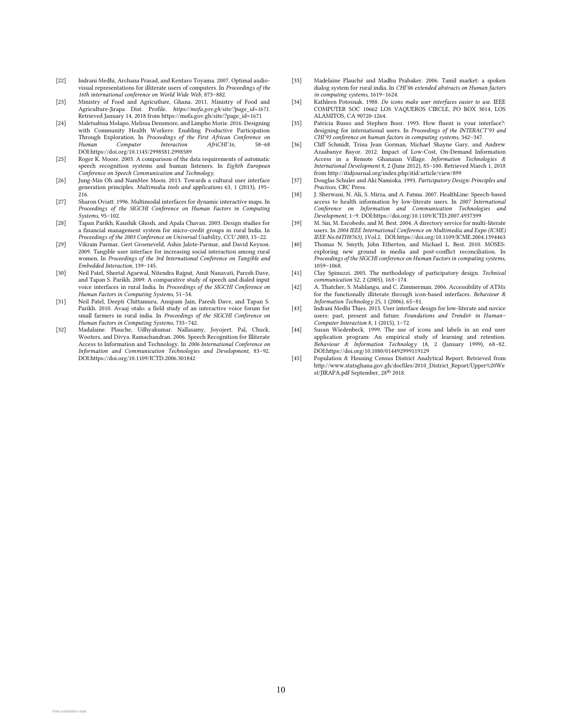[22] Indrani Medhi, Archana Prasad, and Kentaro Toyama. 2007. Optimal audio-visual representations for illiterate users of computers. In *Proceedings of the 16th international conference on World Wide Web*, 873–882.

[23] Ministry of Food and Agricutlure, Ghana. 2011. Ministry of Food and Agriculture-Jirapa Dist. Profile. *https://mofa.gov.gh/site/?page_id=1671.* Retrieved January 14, 2018 from https://mofa.gov.gh/site/?page_id=1671

[24] Maletsabisa Molapo, Melissa Densmore, and Limpho Morie. 2016. Designing with Community Health Workers: Enabling Productive Participation Through Exploration. In *Proceedings of the First African Conference on Human Computer Interaction AfriCHI'16*, 58–68 DOI:https://doi.org/10.1145/2998581.2998589

[25] Roger K. Moore. 2003. A comparison of the data requirements of automatic speech recognition systems and human listeners. In *Eighth European Conference on Speech Communication and Technology*.

[26] Jung-Min Oh and NamMee Moon. 2013. Towards a cultural user interface generation principles. *Multimedia tools and applications* 63, 1 (2013), 195–216.

[27] Sharon Oviatt. 1996. Multimodal interfaces for dynamic interactive maps. In *Proceedings of the SIGCHI Conference on Human Factors in Computing Systems*, 95–102.

[28] Tapan Parikh, Kaushik Ghosh, and Apala Chavan. 2003. Design studies for a financial management system for micro-credit groups in rural India. In *Proceedings of the 2003 Conference on Universal Usability, CCU 2003*, 15–22.

[29] Vikram Parmar, Gert Groeneveld, Ashis Jalote-Parmar, and David Keyson. 2009. Tangible user interface for increasing social interaction among rural women. In *Proceedings of the 3rd International Conference on Tangible and Embedded Interaction*, 139–145.

[30] Neil Patel, Sheetal Agarwal, Nitendra Rajput, Amit Nanavati, Paresh Dave, and Tapan S. Parikh. 2009. A comparative study of speech and dialed input voice interfaces in rural India. In *Proceedings of the SIGCHI Conference on Human Factors in Computing Systems*, 51–54.

[31] Neil Patel, Deepti Chittamuru, Anupam Jain, Paresh Dave, and Tapan S. Parikh. 2010. Avaaj otalo: a field study of an interactive voice forum for small farmers in rural india. In *Proceedings of the SIGCHI Conference on Human Factors in Computing Systems*, 733–742.

[32] Madalaine. Plauche, Udhyakumar. Nallasamy, Joyojeet. Pal, Chuck. Wooters, and Divya. Ramachandran. 2006. Speech Recognition for Illiterate Access to Information and Technology. In *2006 International Conference on Information and Communication Technologies and Development*, 83–92. DOI:https://doi.org/10.1109/ICTD.2006.301842

[33] Madelaine Plauché and Madhu Prabaker. 2006. Tamil market: a spoken dialog system for rural india. In *CHI'06 extended abstracts on Human factors in computing systems*, 1619–1624.

[34] Kathleen Potosnak. 1988. *Do icons make user interfaces easier to use.* IEEE COMPUTER SOC 10662 LOS VAQUEROS CIRCLE, PO BOX 3014, LOS ALAMITOS, CA 90720-1264.

[35] Patricia Russo and Stephen Boor. 1993. How fluent is your interface?: designing for international users. In *Proceedings of the INTERACT'93 and CHI'93 conference on human factors in computing systems*, 342–347.

[36] Cliff Schmidt, Trina Jean Gorman, Michael Shayne Gary, and Andrew Azaabanye Bayor. 2012. Impact of Low-Cost, On-Demand Information Access in a Remote Ghanaian Village. *Information Technologies & International Development* 8, 2 (June 2012), 85–100. Retrieved March 1, 2018 from http://itidjournal.org/index.php/itid/article/view/899

[37] Douglas Schuler and Aki Namioka. 1993. *Participatory Design: Principles and Practices.* CRC Press.

[38] J. Sherwani, N. Ali, S. Mirza, and A. Fatma. 2007. HealthLine: Speech-based access to health information by low-literate users. In *2007 International Conference on Information and Communication Technologies and Development*, 1–9. DOI:https://doi.org/10.1109/ICTD.2007.4937399

[39] M. Sin, M. Escobedo, and M. Best. 2004. A directory service for multi-literate users. In *2004 IEEE International Conference on Multimedia and Expo (ICME) IEEE No.04TH8763)*, 1Vol.2. DOI:https://doi.org/10.1109/ICME.2004.1394463

[40] Thomas N. Smyth, John Etherton, and Michael L. Best. 2010. MOSES: exploring new ground in media and post-conflict reconciliation. In *Proceedings of the SIGCHI conference on Human Factors in computing systems*, 1059–1068.

[41] Clay Spinuzzi. 2005. The methodology of participatory design. *Technical communication* 52, 2 (2005), 163–174.

[42] A. Thatcher, S. Mahlangu, and C. Zimmerman. 2006. Accessibility of ATMs for the functionally illiterate through icon-based interfaces. *Behaviour & Information Technology* 25, 1 (2006), 65–81.

[43] Indrani Medhi Thies. 2015. User interface design for low-literate and novice users: past, present and future. *Foundations and Trends® in Human–Computer Interaction* 8, 1 (2015), 1–72.

[44] Susan Wiedenbeck. 1999. The use of icons and labels in an end user application program: An empirical study of learning and retention. *Behaviour & Information Technology* 18, 2 (January 1999), 68–82. DOI:https://doi.org/10.1080/014492999119129

[45] Population & Housing Census District Analytical Report. Retrieved from http://www.statsghana.gov.gh/docfiles/2010_District_Report/Upper%20West/JIRAPA.pdf September, 28th 2018.